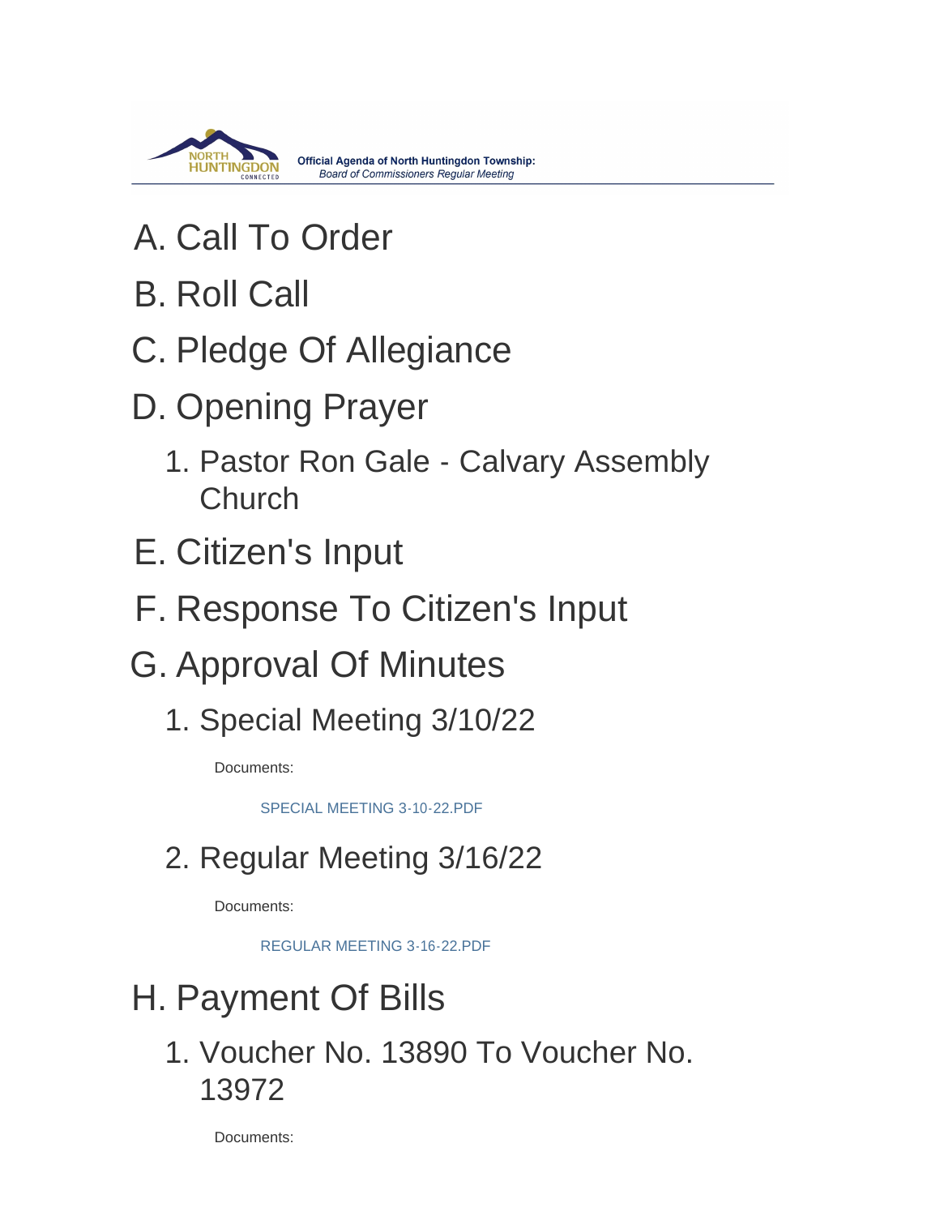**Official Agenda of North Huntingdon Township:**
*Board of Commissioners Regular Meeting*

## A. Call To Order

## B. Roll Call

## C. Pledge Of Allegiance

## D. Opening Prayer

### 1. Pastor Ron Gale - Calvary Assembly Church

## E. Citizen's Input

## F. Response To Citizen's Input

## G. Approval Of Minutes

### 1. Special Meeting 3/10/22

Documents:

SPECIAL MEETING 3-10-22.PDF

### 2. Regular Meeting 3/16/22

Documents:

REGULAR MEETING 3-16-22.PDF

## H. Payment Of Bills

### 1. Voucher No. 13890 To Voucher No. 13972

Documents: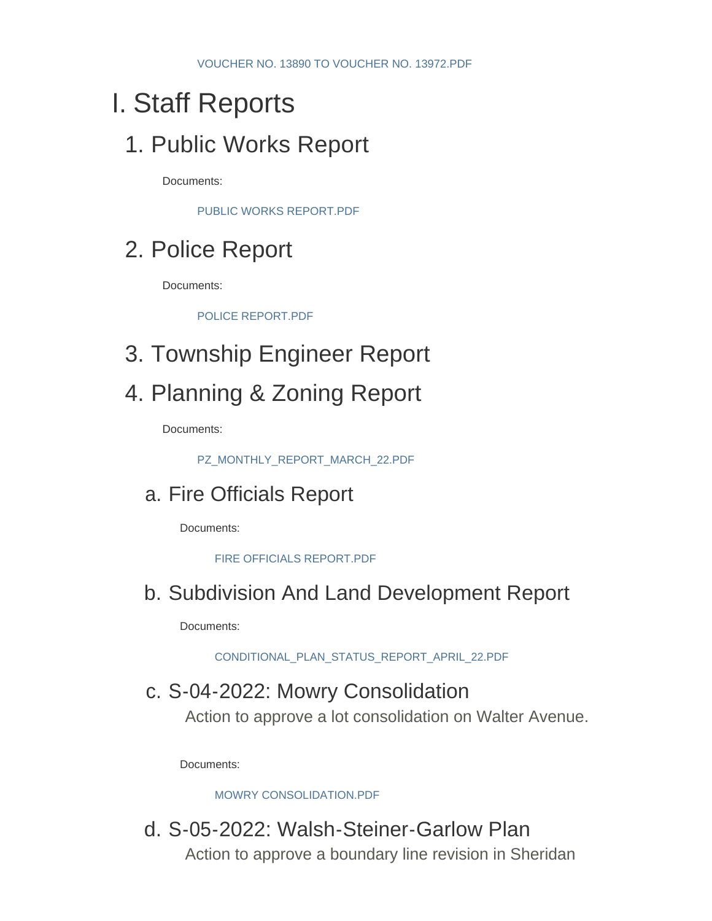VOUCHER NO. 13890 TO VOUCHER NO. 13972.PDF

# I. Staff Reports

## 1. Public Works Report

Documents:

PUBLIC WORKS REPORT.PDF

## 2. Police Report

Documents:

POLICE REPORT.PDF

## 3. Township Engineer Report

## 4. Planning & Zoning Report

Documents:

PZ_MONTHLY_REPORT_MARCH_22.PDF

### a. Fire Officials Report

Documents:

FIRE OFFICIALS REPORT.PDF

### b. Subdivision And Land Development Report

Documents:

CONDITIONAL_PLAN_STATUS_REPORT_APRIL_22.PDF

### c. S-04-2022: Mowry Consolidation

Action to approve a lot consolidation on Walter Avenue.

Documents:

MOWRY CONSOLIDATION.PDF

### d. S-05-2022: Walsh-Steiner-Garlow Plan

Action to approve a boundary line revision in Sheridan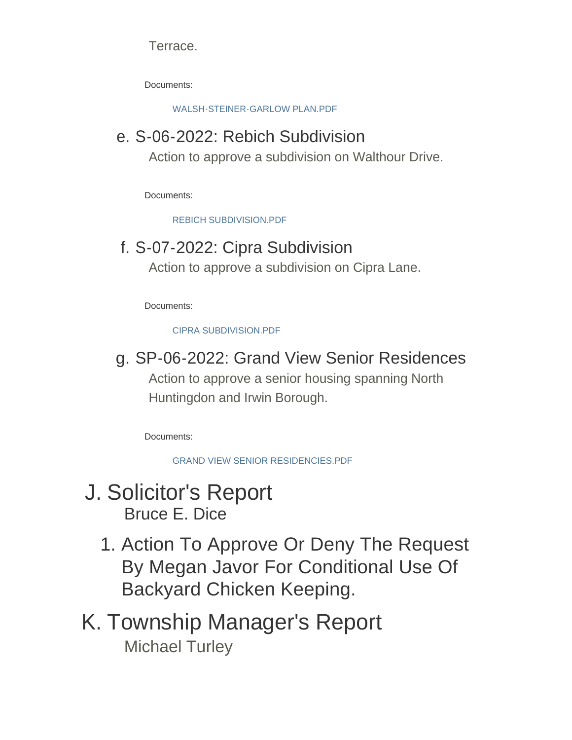Terrace.

Documents:

WALSH-STEINER-GARLOW PLAN.PDF

### e. S-06-2022: Rebich Subdivision

Action to approve a subdivision on Walthour Drive.

Documents:

REBICH SUBDIVISION.PDF

### f. S-07-2022: Cipra Subdivision

Action to approve a subdivision on Cipra Lane.

Documents:

CIPRA SUBDIVISION.PDF

### g. SP-06-2022: Grand View Senior Residences

Action to approve a senior housing spanning North Huntingdon and Irwin Borough.

Documents:

GRAND VIEW SENIOR RESIDENCIES.PDF

## J. Solicitor's Report

Bruce E. Dice

### 1. Action To Approve Or Deny The Request By Megan Javor For Conditional Use Of Backyard Chicken Keeping.

## K. Township Manager's Report

Michael Turley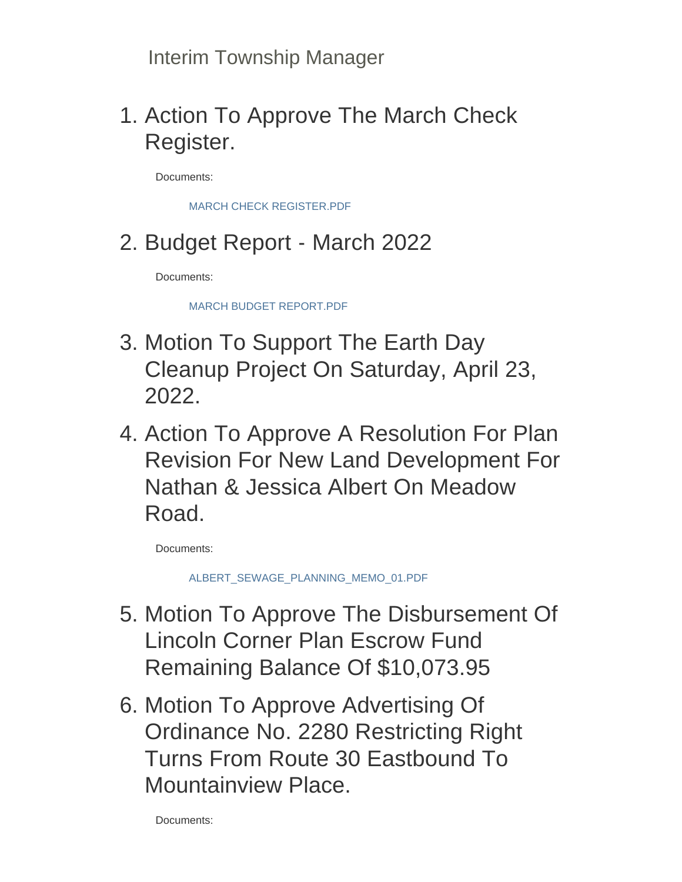Interim Township Manager

1. Action To Approve The March Check Register.

   Documents:

   MARCH CHECK REGISTER.PDF

2. Budget Report - March 2022

   Documents:

   MARCH BUDGET REPORT.PDF

3. Motion To Support The Earth Day Cleanup Project On Saturday, April 23, 2022.

4. Action To Approve A Resolution For Plan Revision For New Land Development For Nathan & Jessica Albert On Meadow Road.

   Documents:

   ALBERT_SEWAGE_PLANNING_MEMO_01.PDF

5. Motion To Approve The Disbursement Of Lincoln Corner Plan Escrow Fund Remaining Balance Of $10,073.95

6. Motion To Approve Advertising Of Ordinance No. 2280 Restricting Right Turns From Route 30 Eastbound To Mountainview Place.

   Documents: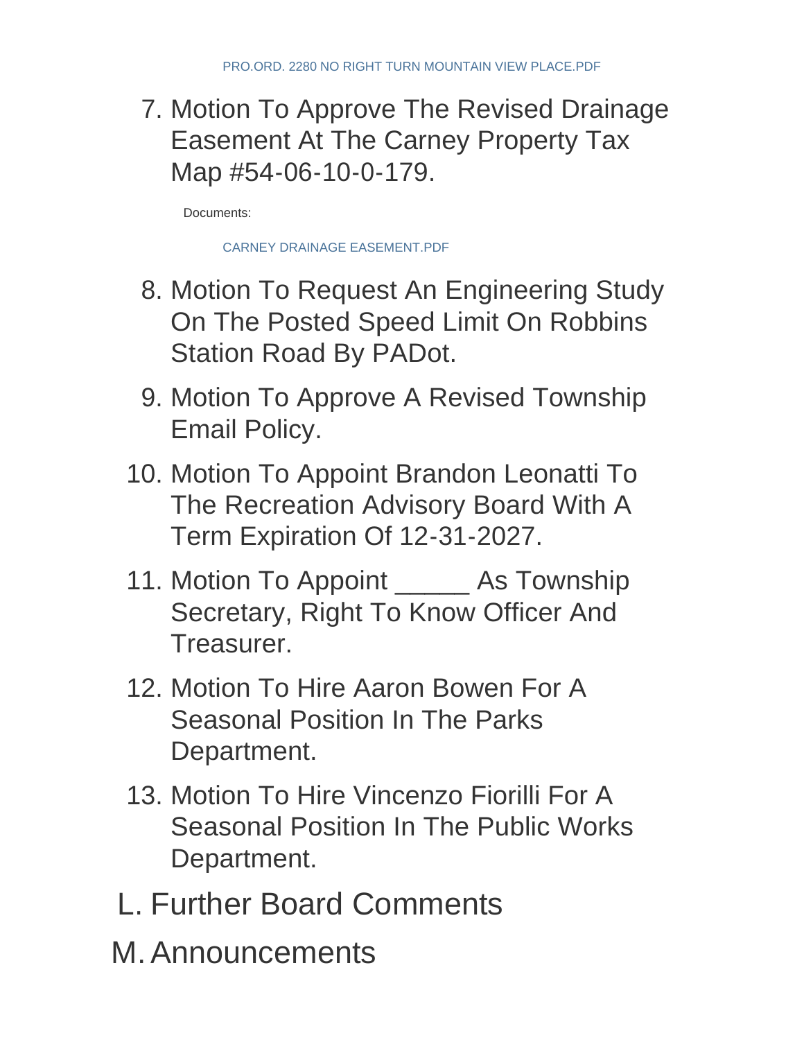PRO.ORD. 2280 NO RIGHT TURN MOUNTAIN VIEW PLACE.PDF

7. Motion To Approve The Revised Drainage Easement At The Carney Property Tax Map #54-06-10-0-179.

   Documents:

   CARNEY DRAINAGE EASEMENT.PDF

8. Motion To Request An Engineering Study On The Posted Speed Limit On Robbins Station Road By PADot.
9. Motion To Approve A Revised Township Email Policy.
10. Motion To Appoint Brandon Leonatti To The Recreation Advisory Board With A Term Expiration Of 12-31-2027.
11. Motion To Appoint _____ As Township Secretary, Right To Know Officer And Treasurer.
12. Motion To Hire Aaron Bowen For A Seasonal Position In The Parks Department.
13. Motion To Hire Vincenzo Fiorilli For A Seasonal Position In The Public Works Department.

## L. Further Board Comments

## M. Announcements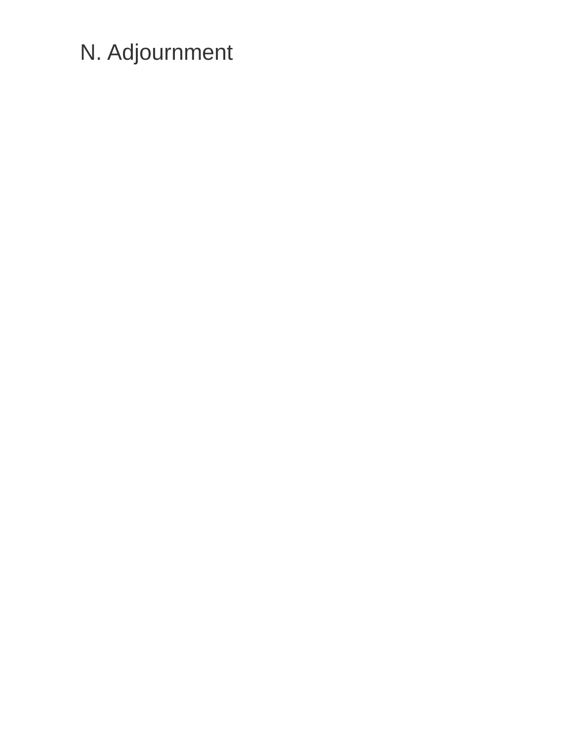N. Adjournment